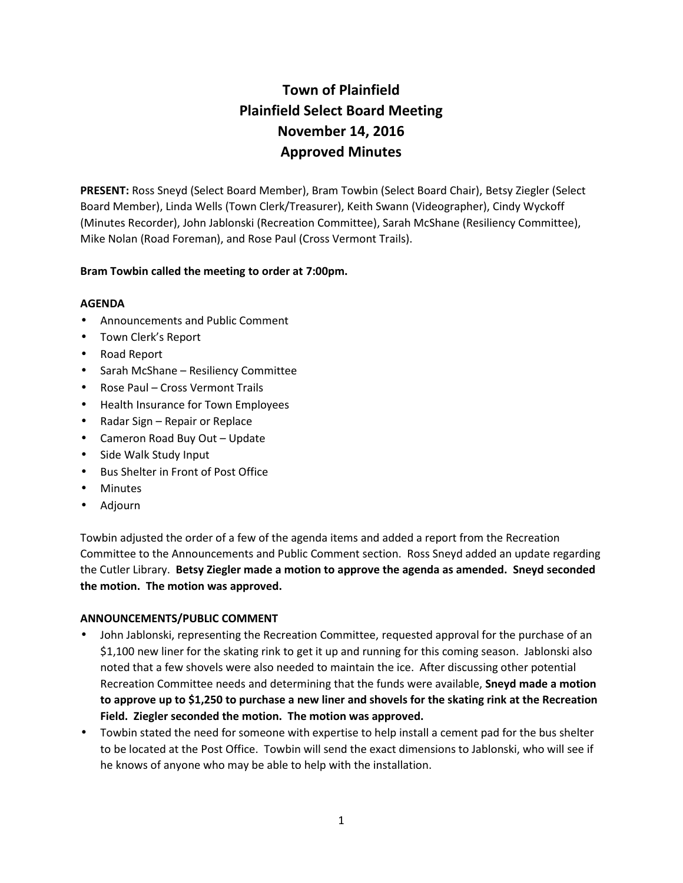# Town of Plainfield
## Plainfield Select Board Meeting
## November 14, 2016
## Approved Minutes

**PRESENT:** Ross Sneyd (Select Board Member), Bram Towbin (Select Board Chair), Betsy Ziegler (Select Board Member), Linda Wells (Town Clerk/Treasurer), Keith Swann (Videographer), Cindy Wyckoff (Minutes Recorder), John Jablonski (Recreation Committee), Sarah McShane (Resiliency Committee), Mike Nolan (Road Foreman), and Rose Paul (Cross Vermont Trails).

**Bram Towbin called the meeting to order at 7:00pm.**

**AGENDA**

- Announcements and Public Comment
- Town Clerk's Report
- Road Report
- Sarah McShane – Resiliency Committee
- Rose Paul – Cross Vermont Trails
- Health Insurance for Town Employees
- Radar Sign – Repair or Replace
- Cameron Road Buy Out – Update
- Side Walk Study Input
- Bus Shelter in Front of Post Office
- Minutes
- Adjourn

Towbin adjusted the order of a few of the agenda items and added a report from the Recreation Committee to the Announcements and Public Comment section. Ross Sneyd added an update regarding the Cutler Library. **Betsy Ziegler made a motion to approve the agenda as amended. Sneyd seconded the motion. The motion was approved.**

**ANNOUNCEMENTS/PUBLIC COMMENT**

- John Jablonski, representing the Recreation Committee, requested approval for the purchase of an $1,100 new liner for the skating rink to get it up and running for this coming season. Jablonski also noted that a few shovels were also needed to maintain the ice. After discussing other potential Recreation Committee needs and determining that the funds were available, **Sneyd made a motion to approve up to $1,250 to purchase a new liner and shovels for the skating rink at the Recreation Field. Ziegler seconded the motion. The motion was approved.**
- Towbin stated the need for someone with expertise to help install a cement pad for the bus shelter to be located at the Post Office. Towbin will send the exact dimensions to Jablonski, who will see if he knows of anyone who may be able to help with the installation.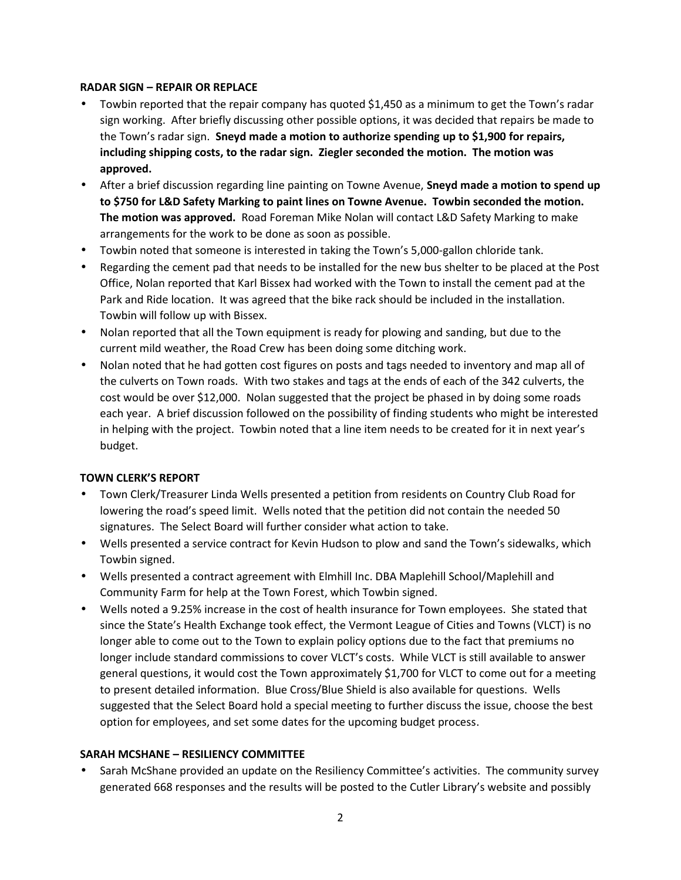**RADAR SIGN – REPAIR OR REPLACE**

- Towbin reported that the repair company has quoted $1,450 as a minimum to get the Town's radar sign working. After briefly discussing other possible options, it was decided that repairs be made to the Town's radar sign. **Sneyd made a motion to authorize spending up to $1,900 for repairs, including shipping costs, to the radar sign. Ziegler seconded the motion. The motion was approved.**
- After a brief discussion regarding line painting on Towne Avenue, **Sneyd made a motion to spend up to $750 for L&D Safety Marking to paint lines on Towne Avenue. Towbin seconded the motion. The motion was approved.** Road Foreman Mike Nolan will contact L&D Safety Marking to make arrangements for the work to be done as soon as possible.
- Towbin noted that someone is interested in taking the Town's 5,000-gallon chloride tank.
- Regarding the cement pad that needs to be installed for the new bus shelter to be placed at the Post Office, Nolan reported that Karl Bissex had worked with the Town to install the cement pad at the Park and Ride location. It was agreed that the bike rack should be included in the installation. Towbin will follow up with Bissex.
- Nolan reported that all the Town equipment is ready for plowing and sanding, but due to the current mild weather, the Road Crew has been doing some ditching work.
- Nolan noted that he had gotten cost figures on posts and tags needed to inventory and map all of the culverts on Town roads. With two stakes and tags at the ends of each of the 342 culverts, the cost would be over $12,000. Nolan suggested that the project be phased in by doing some roads each year. A brief discussion followed on the possibility of finding students who might be interested in helping with the project. Towbin noted that a line item needs to be created for it in next year's budget.

**TOWN CLERK'S REPORT**

- Town Clerk/Treasurer Linda Wells presented a petition from residents on Country Club Road for lowering the road's speed limit. Wells noted that the petition did not contain the needed 50 signatures. The Select Board will further consider what action to take.
- Wells presented a service contract for Kevin Hudson to plow and sand the Town's sidewalks, which Towbin signed.
- Wells presented a contract agreement with Elmhill Inc. DBA Maplehill School/Maplehill and Community Farm for help at the Town Forest, which Towbin signed.
- Wells noted a 9.25% increase in the cost of health insurance for Town employees. She stated that since the State's Health Exchange took effect, the Vermont League of Cities and Towns (VLCT) is no longer able to come out to the Town to explain policy options due to the fact that premiums no longer include standard commissions to cover VLCT's costs. While VLCT is still available to answer general questions, it would cost the Town approximately $1,700 for VLCT to come out for a meeting to present detailed information. Blue Cross/Blue Shield is also available for questions. Wells suggested that the Select Board hold a special meeting to further discuss the issue, choose the best option for employees, and set some dates for the upcoming budget process.

**SARAH MCSHANE – RESILIENCY COMMITTEE**

- Sarah McShane provided an update on the Resiliency Committee's activities. The community survey generated 668 responses and the results will be posted to the Cutler Library's website and possibly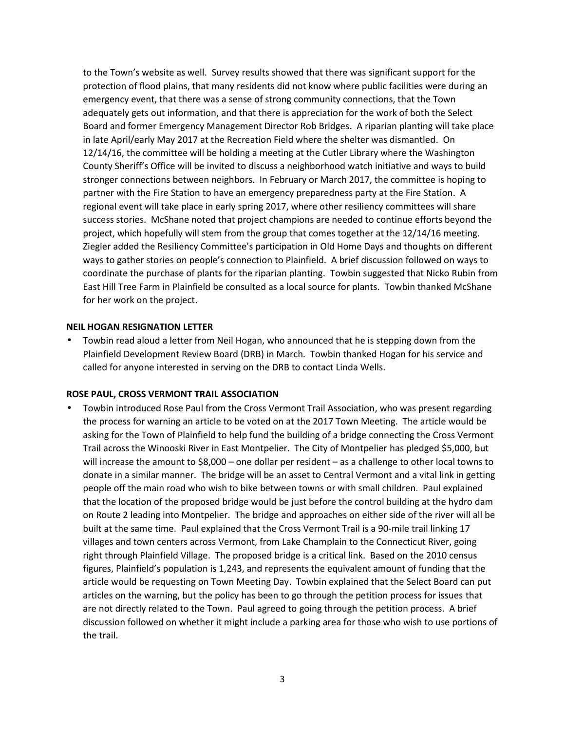to the Town's website as well. Survey results showed that there was significant support for the protection of flood plains, that many residents did not know where public facilities were during an emergency event, that there was a sense of strong community connections, that the Town adequately gets out information, and that there is appreciation for the work of both the Select Board and former Emergency Management Director Rob Bridges. A riparian planting will take place in late April/early May 2017 at the Recreation Field where the shelter was dismantled. On 12/14/16, the committee will be holding a meeting at the Cutler Library where the Washington County Sheriff's Office will be invited to discuss a neighborhood watch initiative and ways to build stronger connections between neighbors. In February or March 2017, the committee is hoping to partner with the Fire Station to have an emergency preparedness party at the Fire Station. A regional event will take place in early spring 2017, where other resiliency committees will share success stories. McShane noted that project champions are needed to continue efforts beyond the project, which hopefully will stem from the group that comes together at the 12/14/16 meeting. Ziegler added the Resiliency Committee's participation in Old Home Days and thoughts on different ways to gather stories on people's connection to Plainfield. A brief discussion followed on ways to coordinate the purchase of plants for the riparian planting. Towbin suggested that Nicko Rubin from East Hill Tree Farm in Plainfield be consulted as a local source for plants. Towbin thanked McShane for her work on the project.

**NEIL HOGAN RESIGNATION LETTER**

- Towbin read aloud a letter from Neil Hogan, who announced that he is stepping down from the Plainfield Development Review Board (DRB) in March. Towbin thanked Hogan for his service and called for anyone interested in serving on the DRB to contact Linda Wells.

**ROSE PAUL, CROSS VERMONT TRAIL ASSOCIATION**

- Towbin introduced Rose Paul from the Cross Vermont Trail Association, who was present regarding the process for warning an article to be voted on at the 2017 Town Meeting. The article would be asking for the Town of Plainfield to help fund the building of a bridge connecting the Cross Vermont Trail across the Winooski River in East Montpelier. The City of Montpelier has pledged $5,000, but will increase the amount to $8,000 – one dollar per resident – as a challenge to other local towns to donate in a similar manner. The bridge will be an asset to Central Vermont and a vital link in getting people off the main road who wish to bike between towns or with small children. Paul explained that the location of the proposed bridge would be just before the control building at the hydro dam on Route 2 leading into Montpelier. The bridge and approaches on either side of the river will all be built at the same time. Paul explained that the Cross Vermont Trail is a 90-mile trail linking 17 villages and town centers across Vermont, from Lake Champlain to the Connecticut River, going right through Plainfield Village. The proposed bridge is a critical link. Based on the 2010 census figures, Plainfield's population is 1,243, and represents the equivalent amount of funding that the article would be requesting on Town Meeting Day. Towbin explained that the Select Board can put articles on the warning, but the policy has been to go through the petition process for issues that are not directly related to the Town. Paul agreed to going through the petition process. A brief discussion followed on whether it might include a parking area for those who wish to use portions of the trail.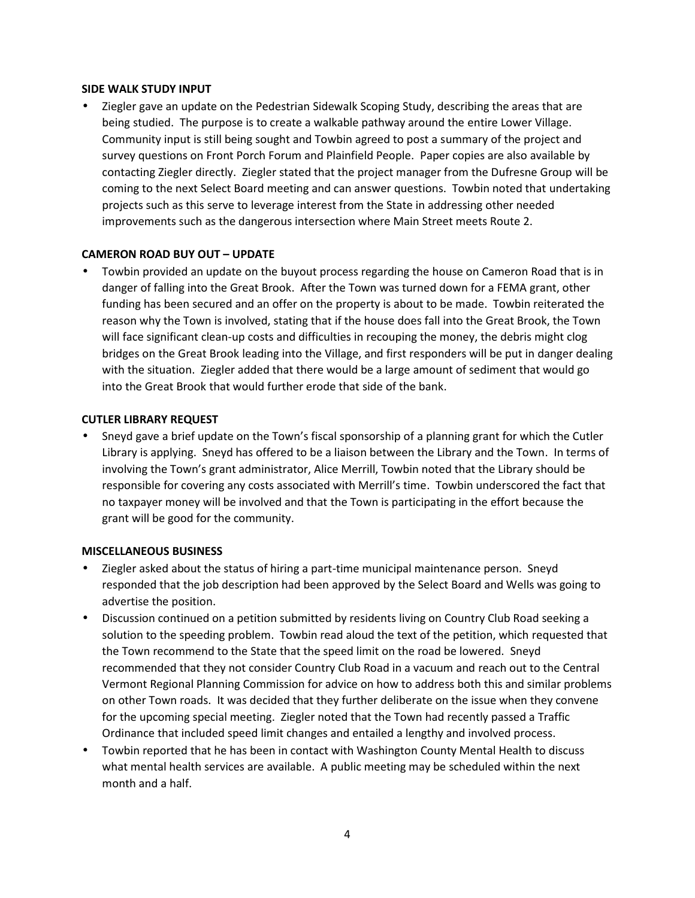**SIDE WALK STUDY INPUT**

- Ziegler gave an update on the Pedestrian Sidewalk Scoping Study, describing the areas that are being studied. The purpose is to create a walkable pathway around the entire Lower Village. Community input is still being sought and Towbin agreed to post a summary of the project and survey questions on Front Porch Forum and Plainfield People. Paper copies are also available by contacting Ziegler directly. Ziegler stated that the project manager from the Dufresne Group will be coming to the next Select Board meeting and can answer questions. Towbin noted that undertaking projects such as this serve to leverage interest from the State in addressing other needed improvements such as the dangerous intersection where Main Street meets Route 2.

**CAMERON ROAD BUY OUT – UPDATE**

- Towbin provided an update on the buyout process regarding the house on Cameron Road that is in danger of falling into the Great Brook. After the Town was turned down for a FEMA grant, other funding has been secured and an offer on the property is about to be made. Towbin reiterated the reason why the Town is involved, stating that if the house does fall into the Great Brook, the Town will face significant clean-up costs and difficulties in recouping the money, the debris might clog bridges on the Great Brook leading into the Village, and first responders will be put in danger dealing with the situation. Ziegler added that there would be a large amount of sediment that would go into the Great Brook that would further erode that side of the bank.

**CUTLER LIBRARY REQUEST**

- Sneyd gave a brief update on the Town's fiscal sponsorship of a planning grant for which the Cutler Library is applying. Sneyd has offered to be a liaison between the Library and the Town. In terms of involving the Town's grant administrator, Alice Merrill, Towbin noted that the Library should be responsible for covering any costs associated with Merrill's time. Towbin underscored the fact that no taxpayer money will be involved and that the Town is participating in the effort because the grant will be good for the community.

**MISCELLANEOUS BUSINESS**

- Ziegler asked about the status of hiring a part-time municipal maintenance person. Sneyd responded that the job description had been approved by the Select Board and Wells was going to advertise the position.
- Discussion continued on a petition submitted by residents living on Country Club Road seeking a solution to the speeding problem. Towbin read aloud the text of the petition, which requested that the Town recommend to the State that the speed limit on the road be lowered. Sneyd recommended that they not consider Country Club Road in a vacuum and reach out to the Central Vermont Regional Planning Commission for advice on how to address both this and similar problems on other Town roads. It was decided that they further deliberate on the issue when they convene for the upcoming special meeting. Ziegler noted that the Town had recently passed a Traffic Ordinance that included speed limit changes and entailed a lengthy and involved process.
- Towbin reported that he has been in contact with Washington County Mental Health to discuss what mental health services are available. A public meeting may be scheduled within the next month and a half.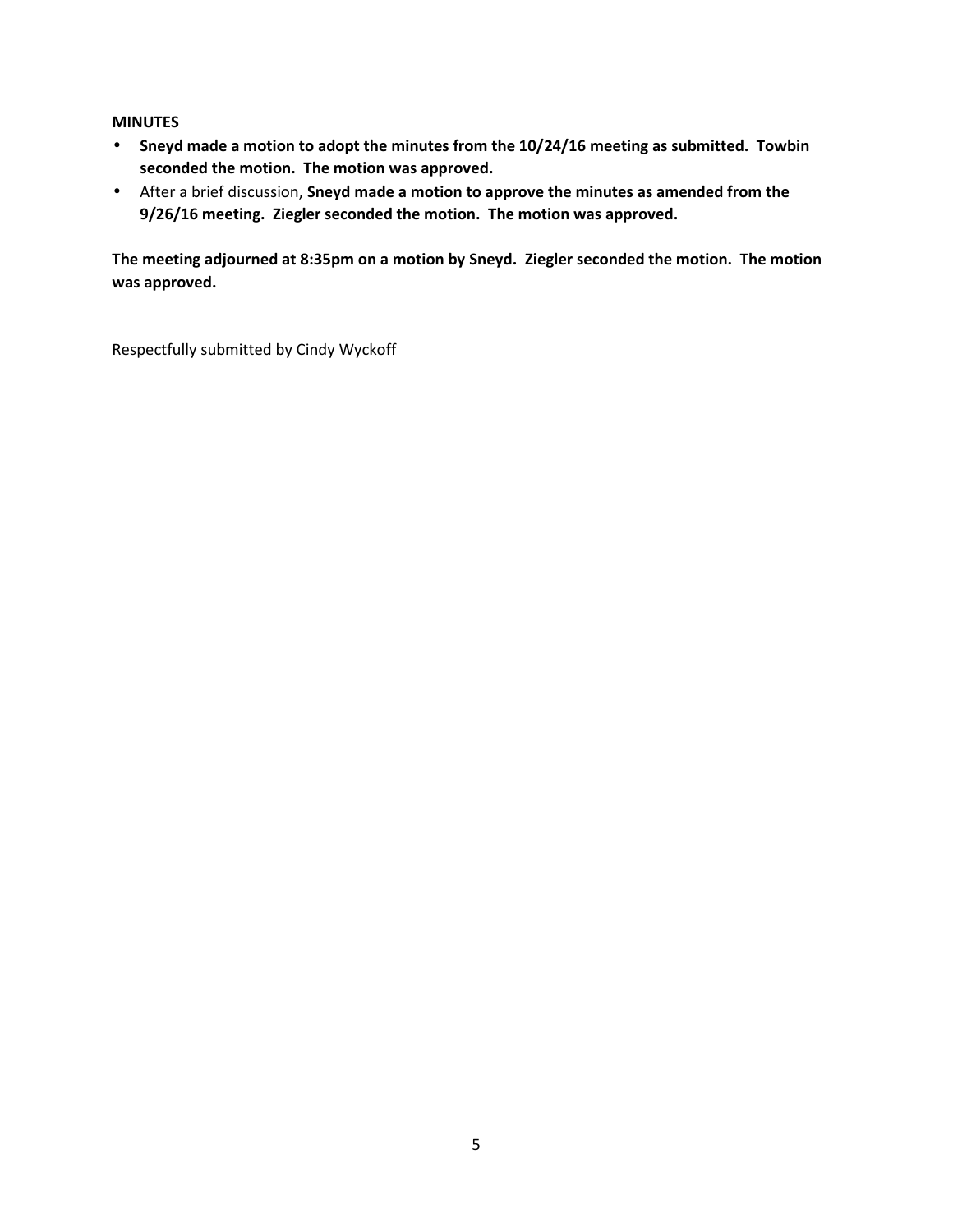**MINUTES**

- **Sneyd made a motion to adopt the minutes from the 10/24/16 meeting as submitted. Towbin seconded the motion. The motion was approved.**
- After a brief discussion, **Sneyd made a motion to approve the minutes as amended from the 9/26/16 meeting. Ziegler seconded the motion. The motion was approved.**

**The meeting adjourned at 8:35pm on a motion by Sneyd. Ziegler seconded the motion. The motion was approved.**

Respectfully submitted by Cindy Wyckoff